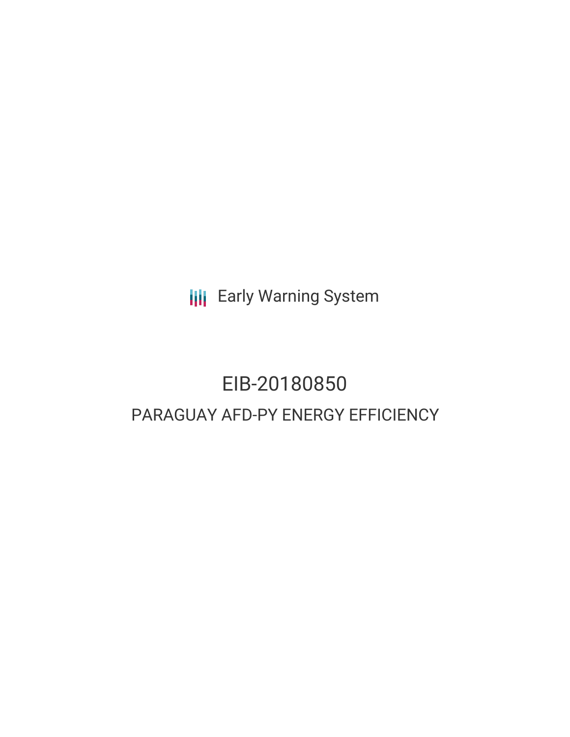Early Warning System

# EIB-20180850

## PARAGUAY AFD-PY ENERGY EFFICIENCY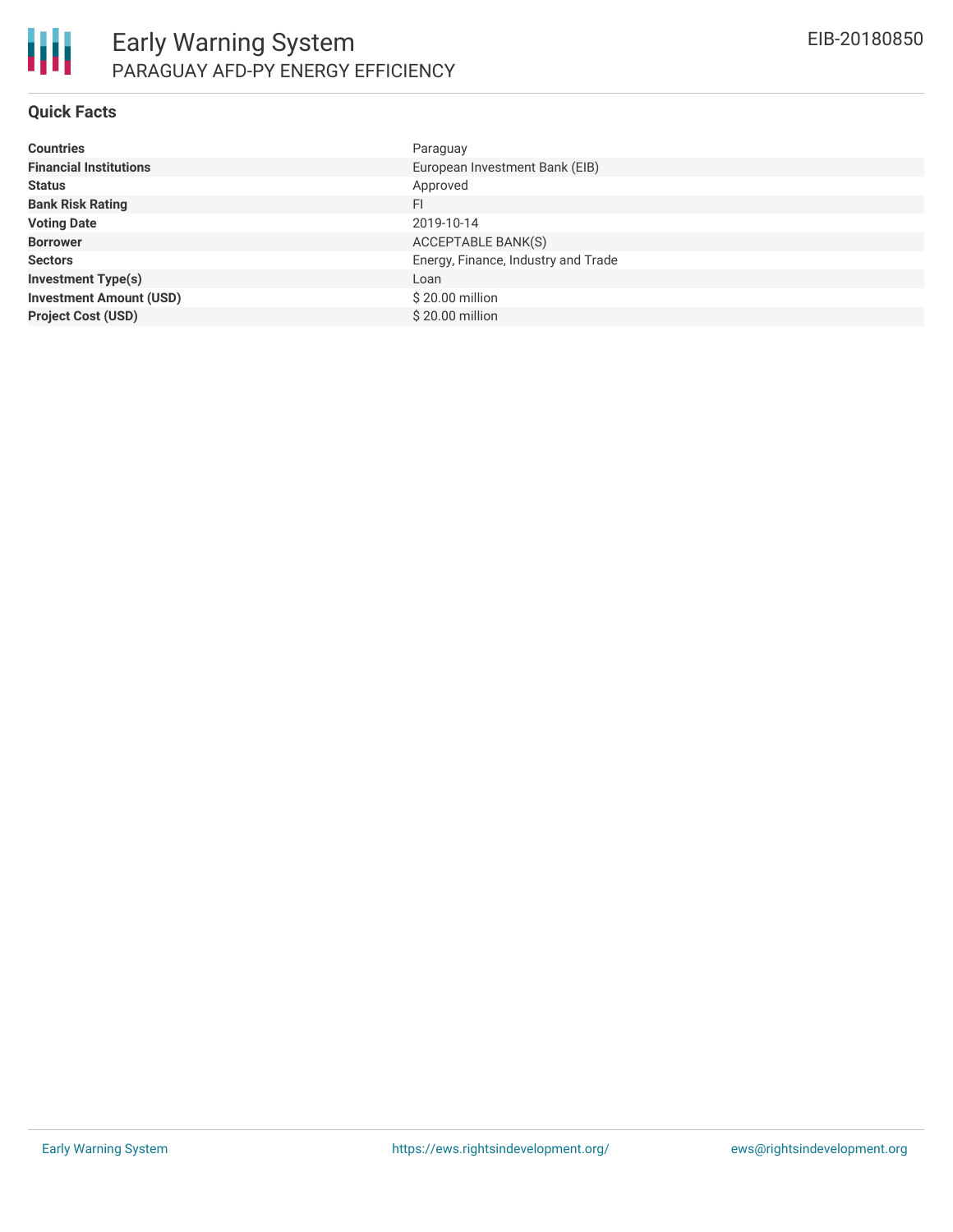# Early Warning System

## PARAGUAY AFD-PY ENERGY EFFICIENCY

EIB-20180850

### Quick Facts

| | |
|---|---|
| **Countries** | Paraguay |
| **Financial Institutions** | European Investment Bank (EIB) |
| **Status** | Approved |
| **Bank Risk Rating** | FI |
| **Voting Date** | 2019-10-14 |
| **Borrower** | ACCEPTABLE BANK(S) |
| **Sectors** | Energy, Finance, Industry and Trade |
| **Investment Type(s)** | Loan |
| **Investment Amount (USD)** | $ 20.00 million |
| **Project Cost (USD)** | $ 20.00 million |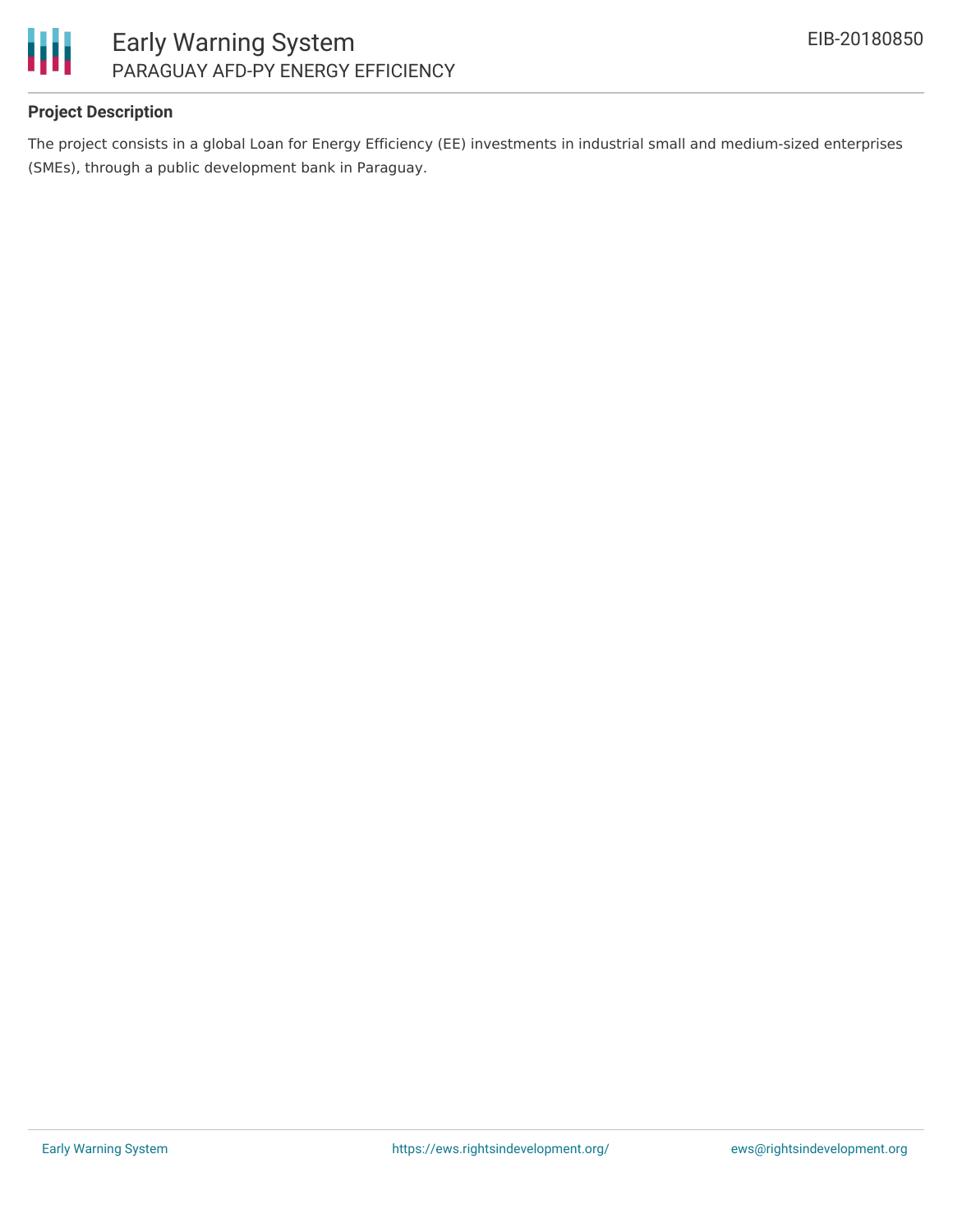## Project Description

The project consists in a global Loan for Energy Efficiency (EE) investments in industrial small and medium-sized enterprises (SMEs), through a public development bank in Paraguay.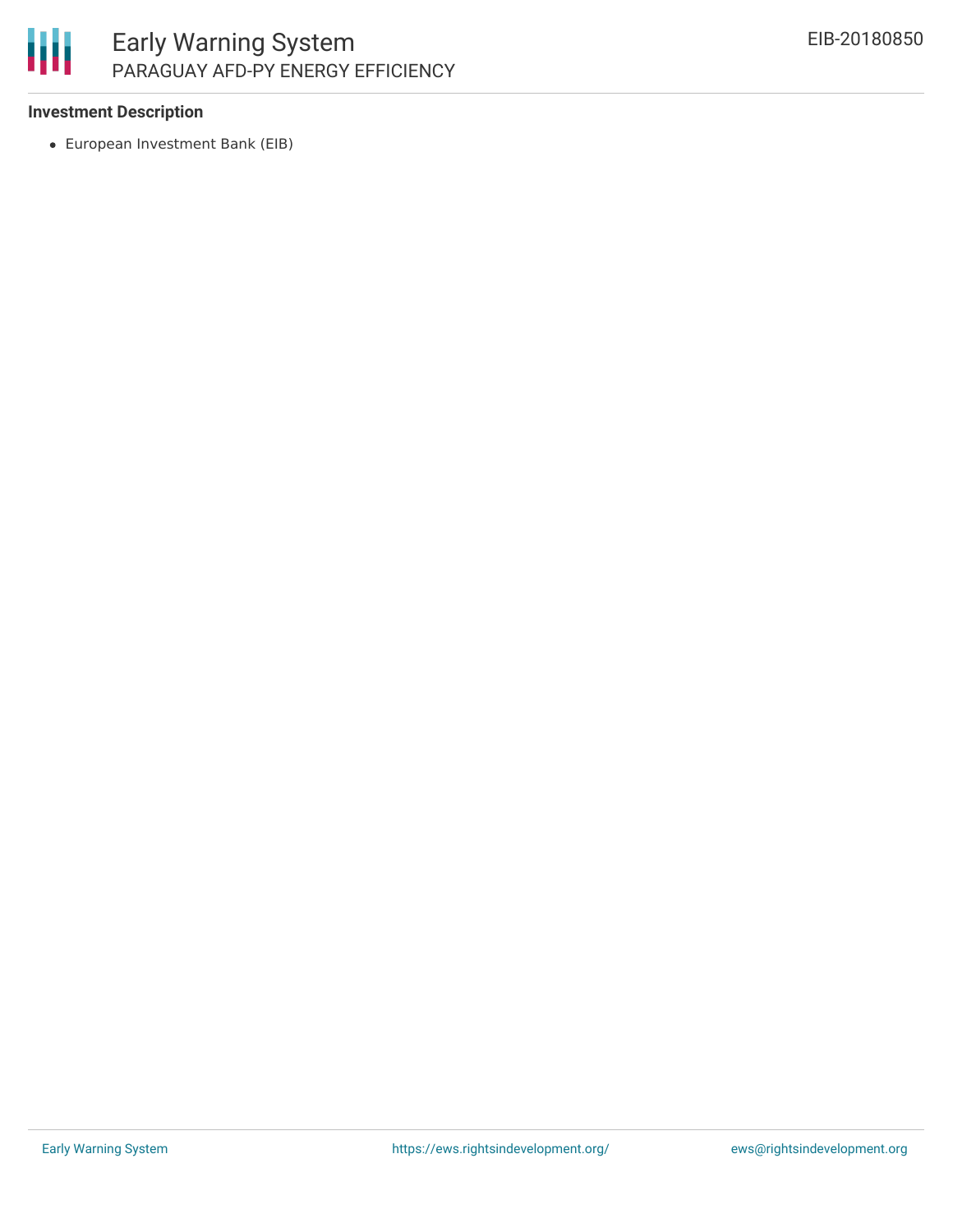**Investment Description**

- European Investment Bank (EIB)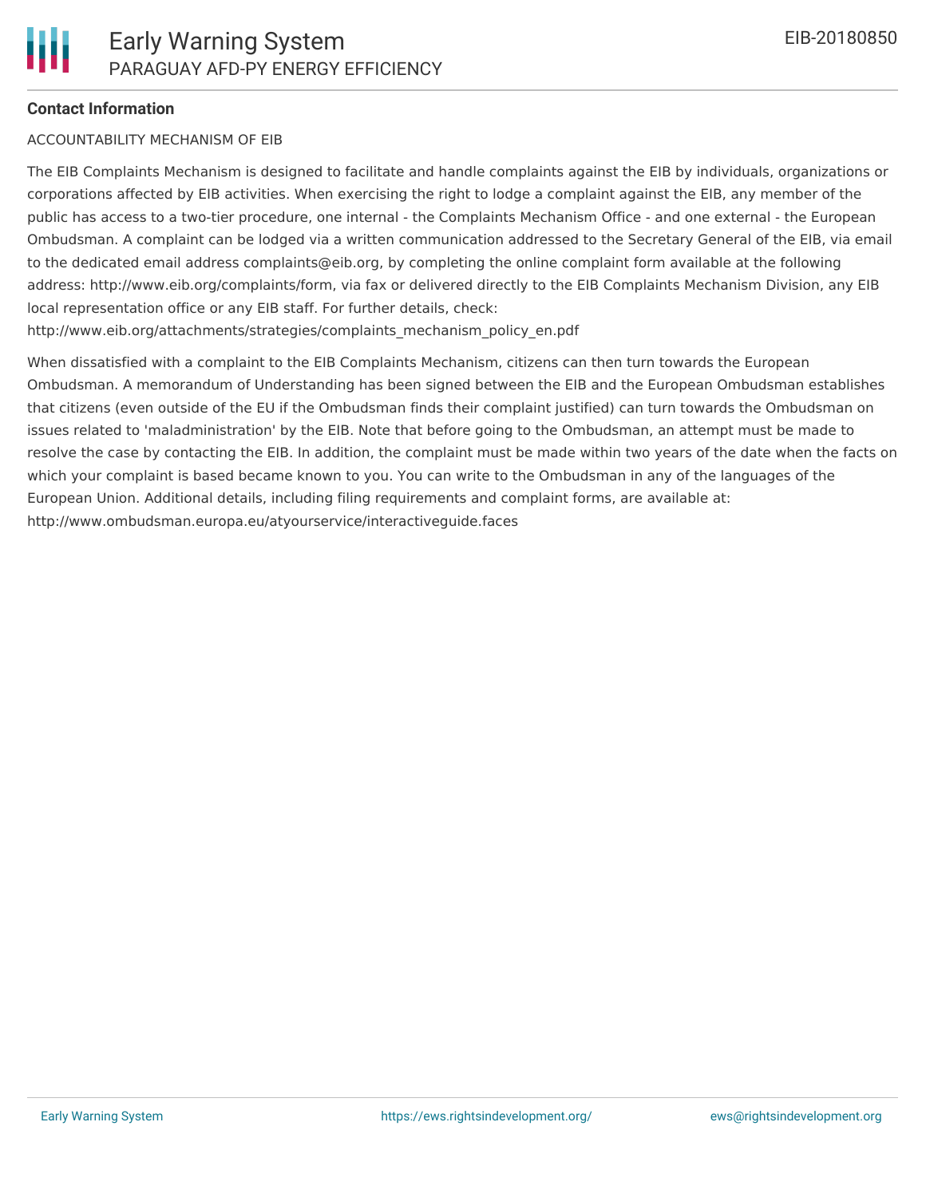**Contact Information**

ACCOUNTABILITY MECHANISM OF EIB

The EIB Complaints Mechanism is designed to facilitate and handle complaints against the EIB by individuals, organizations or corporations affected by EIB activities. When exercising the right to lodge a complaint against the EIB, any member of the public has access to a two-tier procedure, one internal - the Complaints Mechanism Office - and one external - the European Ombudsman. A complaint can be lodged via a written communication addressed to the Secretary General of the EIB, via email to the dedicated email address complaints@eib.org, by completing the online complaint form available at the following address: http://www.eib.org/complaints/form, via fax or delivered directly to the EIB Complaints Mechanism Division, any EIB local representation office or any EIB staff. For further details, check: http://www.eib.org/attachments/strategies/complaints_mechanism_policy_en.pdf

When dissatisfied with a complaint to the EIB Complaints Mechanism, citizens can then turn towards the European Ombudsman. A memorandum of Understanding has been signed between the EIB and the European Ombudsman establishes that citizens (even outside of the EU if the Ombudsman finds their complaint justified) can turn towards the Ombudsman on issues related to 'maladministration' by the EIB. Note that before going to the Ombudsman, an attempt must be made to resolve the case by contacting the EIB. In addition, the complaint must be made within two years of the date when the facts on which your complaint is based became known to you. You can write to the Ombudsman in any of the languages of the European Union. Additional details, including filing requirements and complaint forms, are available at: http://www.ombudsman.europa.eu/atyourservice/interactiveguide.faces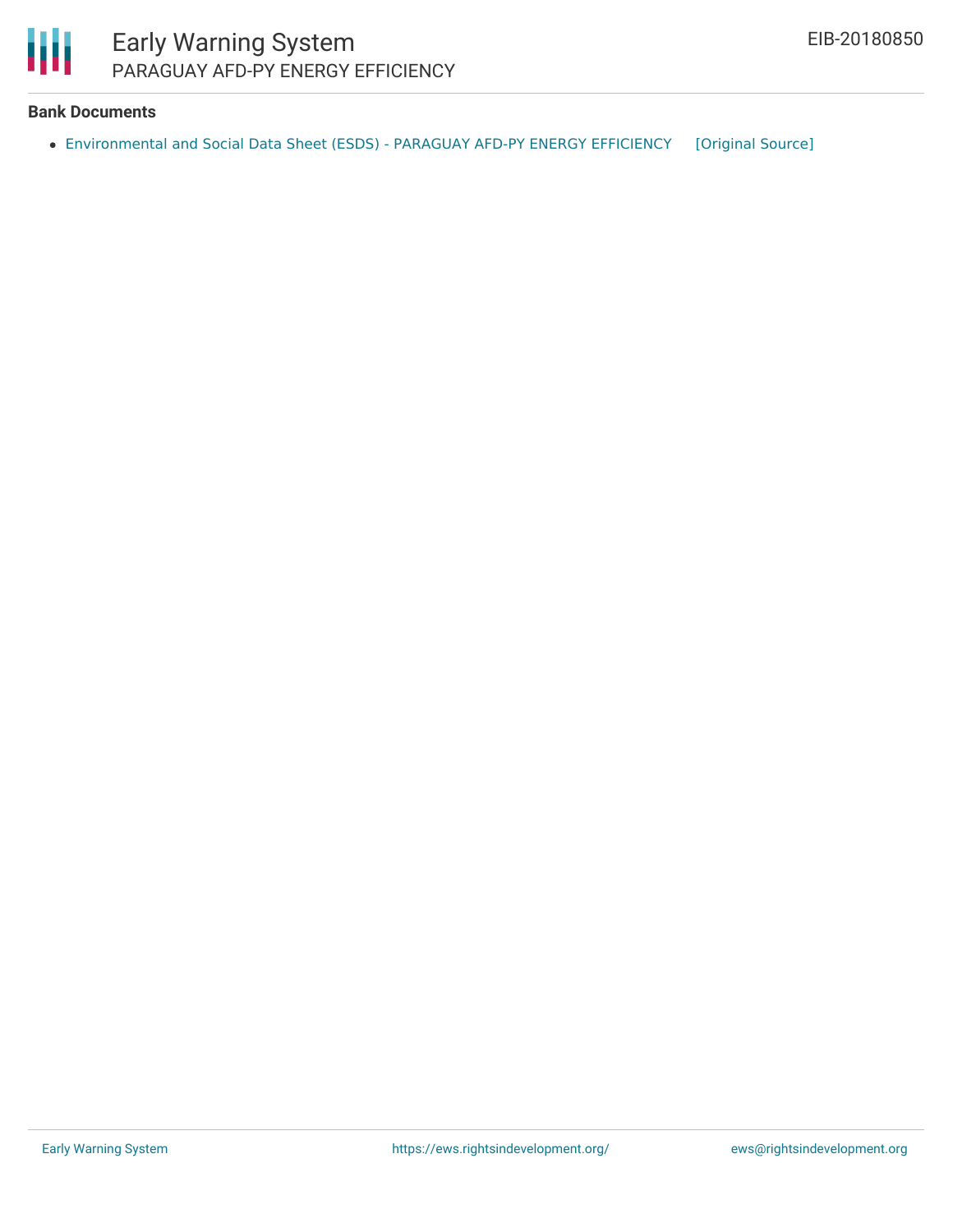**Bank Documents**

- Environmental and Social Data Sheet (ESDS) - PARAGUAY AFD-PY ENERGY EFFICIENCY [Original Source]